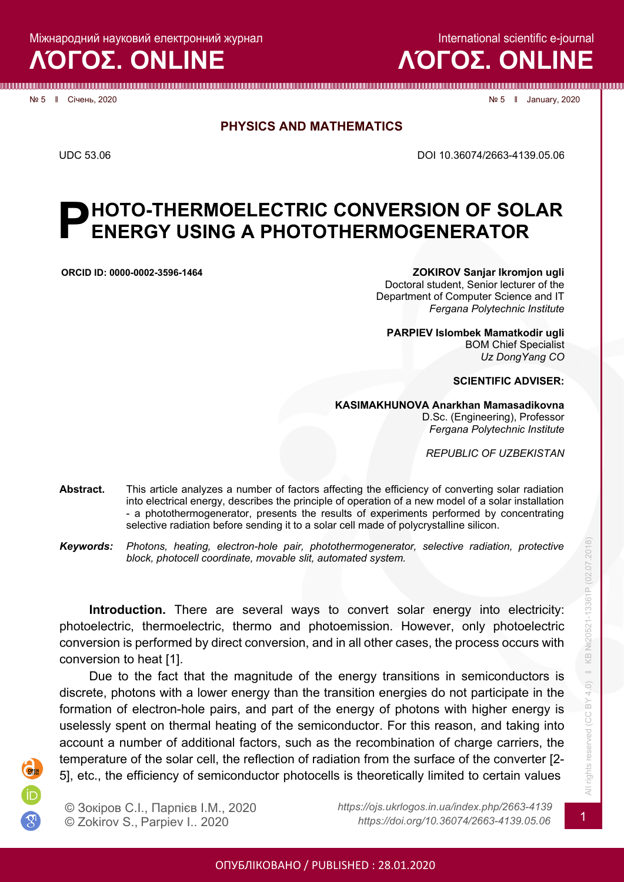**PHYSICS AND MATHEMATICS**

UDC 53.06

DOI 10.36074/2663-4139.05.06

# PHOTO-THERMOELECTRIC CONVERSION OF SOLAR ENERGY USING A PHOTOTHERMOGENERATOR

ORCID ID: 0000-0002-3596-1464

**ZOKIROV Sanjar Ikromjon ugli**
Doctoral student, Senior lecturer of the Department of Computer Science and IT
*Fergana Polytechnic Institute*

**PARPIEV Islombek Mamatkodir ugli**
BOM Chief Specialist
*Uz DongYang CO*

**SCIENTIFIC ADVISER:**

**KASIMAKHUNOVA Anarkhan Mamasadikovna**
D.Sc. (Engineering), Professor
*Fergana Polytechnic Institute*

*REPUBLIC OF UZBEKISTAN*

**Abstract.** This article analyzes a number of factors affecting the efficiency of converting solar radiation into electrical energy, describes the principle of operation of a new model of a solar installation - a photothermogenerator, presents the results of experiments performed by concentrating selective radiation before sending it to a solar cell made of polycrystalline silicon.

***Keywords:*** *Photons, heating, electron-hole pair, photothermogenerator, selective radiation, protective block, photocell coordinate, movable slit, automated system.*

**Introduction.** There are several ways to convert solar energy into electricity: photoelectric, thermoelectric, thermo and photoemission. However, only photoelectric conversion is performed by direct conversion, and in all other cases, the process occurs with conversion to heat [1].

Due to the fact that the magnitude of the energy transitions in semiconductors is discrete, photons with a lower energy than the transition energies do not participate in the formation of electron-hole pairs, and part of the energy of photons with higher energy is uselessly spent on thermal heating of the semiconductor. For this reason, and taking into account a number of additional factors, such as the recombination of charge carriers, the temperature of the solar cell, the reflection of radiation from the surface of the converter [2-5], etc., the efficiency of semiconductor photocells is theoretically limited to certain values

© Зокіров С.І., Парпієв І.М., 2020
© Zokirov S., Parpiev I.. 2020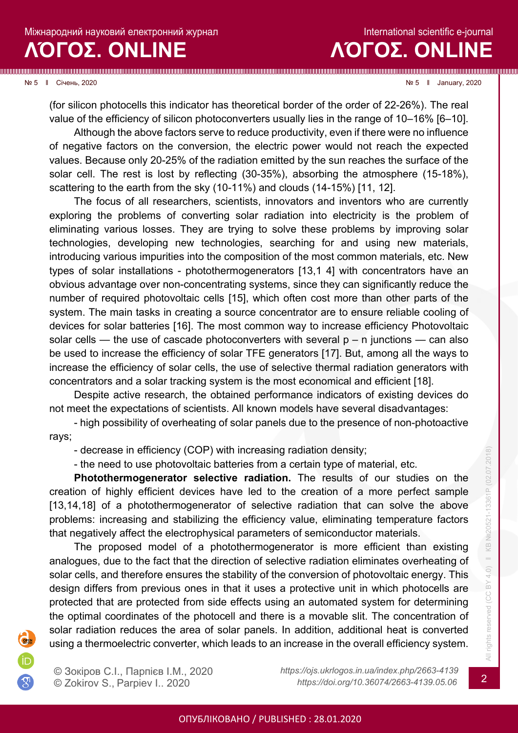(for silicon photocells this indicator has theoretical border of the order of 22-26%). The real value of the efficiency of silicon photoconverters usually lies in the range of 10–16% [6–10].

Although the above factors serve to reduce productivity, even if there were no influence of negative factors on the conversion, the electric power would not reach the expected values. Because only 20-25% of the radiation emitted by the sun reaches the surface of the solar cell. The rest is lost by reflecting (30-35%), absorbing the atmosphere (15-18%), scattering to the earth from the sky (10-11%) and clouds (14-15%) [11, 12].

The focus of all researchers, scientists, innovators and inventors who are currently exploring the problems of converting solar radiation into electricity is the problem of eliminating various losses. They are trying to solve these problems by improving solar technologies, developing new technologies, searching for and using new materials, introducing various impurities into the composition of the most common materials, etc. New types of solar installations - photothermogenerators [13,1 4] with concentrators have an obvious advantage over non-concentrating systems, since they can significantly reduce the number of required photovoltaic cells [15], which often cost more than other parts of the system. The main tasks in creating a source concentrator are to ensure reliable cooling of devices for solar batteries [16]. The most common way to increase efficiency Photovoltaic solar cells — the use of cascade photoconverters with several p – n junctions — can also be used to increase the efficiency of solar TFE generators [17]. But, among all the ways to increase the efficiency of solar cells, the use of selective thermal radiation generators with concentrators and a solar tracking system is the most economical and efficient [18].

Despite active research, the obtained performance indicators of existing devices do not meet the expectations of scientists. All known models have several disadvantages:

- high possibility of overheating of solar panels due to the presence of non-photoactive rays;
- decrease in efficiency (COP) with increasing radiation density;
- the need to use photovoltaic batteries from a certain type of material, etc.

**Photothermogenerator selective radiation.** The results of our studies on the creation of highly efficient devices have led to the creation of a more perfect sample [13,14,18] of a photothermogenerator of selective radiation that can solve the above problems: increasing and stabilizing the efficiency value, eliminating temperature factors that negatively affect the electrophysical parameters of semiconductor materials.

The proposed model of a photothermogenerator is more efficient than existing analogues, due to the fact that the direction of selective radiation eliminates overheating of solar cells, and therefore ensures the stability of the conversion of photovoltaic energy. This design differs from previous ones in that it uses a protective unit in which photocells are protected that are protected from side effects using an automated system for determining the optimal coordinates of the photocell and there is a movable slit. The concentration of solar radiation reduces the area of solar panels. In addition, additional heat is converted using a thermoelectric converter, which leads to an increase in the overall efficiency system.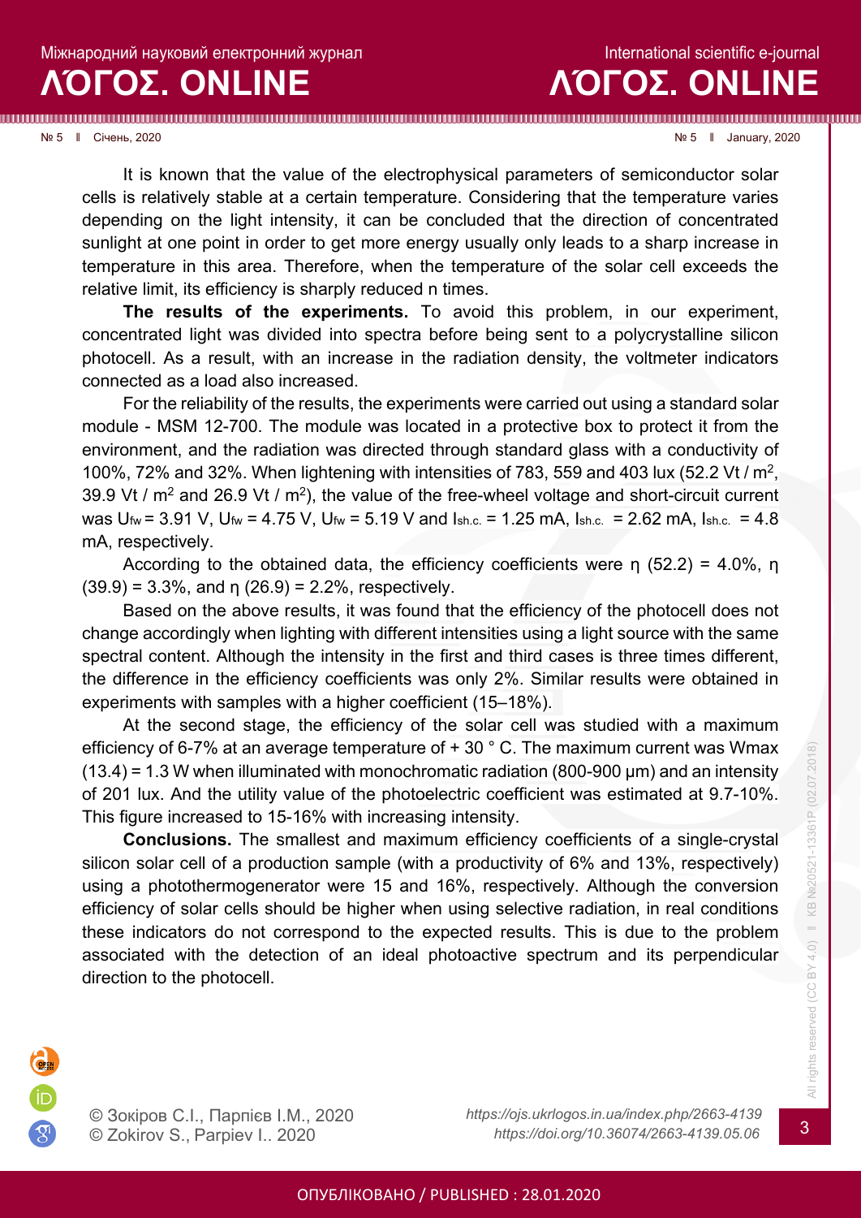It is known that the value of the electrophysical parameters of semiconductor solar cells is relatively stable at a certain temperature. Considering that the temperature varies depending on the light intensity, it can be concluded that the direction of concentrated sunlight at one point in order to get more energy usually only leads to a sharp increase in temperature in this area. Therefore, when the temperature of the solar cell exceeds the relative limit, its efficiency is sharply reduced n times.

**The results of the experiments.** To avoid this problem, in our experiment, concentrated light was divided into spectra before being sent to a polycrystalline silicon photocell. As a result, with an increase in the radiation density, the voltmeter indicators connected as a load also increased.

For the reliability of the results, the experiments were carried out using a standard solar module - MSM 12-700. The module was located in a protective box to protect it from the environment, and the radiation was directed through standard glass with a conductivity of 100%, 72% and 32%. When lightening with intensities of 783, 559 and 403 lux (52.2 Vt / m$^2$, 39.9 Vt / m$^2$ and 26.9 Vt / m$^2$), the value of the free-wheel voltage and short-circuit current was $U_{fw}$ = 3.91 V, $U_{fw}$ = 4.75 V, $U_{fw}$ = 5.19 V and $I_{sh.c.}$ = 1.25 mA, $I_{sh.c.}$ = 2.62 mA, $I_{sh.c.}$ = 4.8 mA, respectively.

According to the obtained data, the efficiency coefficients were η (52.2) = 4.0%, η (39.9) = 3.3%, and η (26.9) = 2.2%, respectively.

Based on the above results, it was found that the efficiency of the photocell does not change accordingly when lighting with different intensities using a light source with the same spectral content. Although the intensity in the first and third cases is three times different, the difference in the efficiency coefficients was only 2%. Similar results were obtained in experiments with samples with a higher coefficient (15–18%).

At the second stage, the efficiency of the solar cell was studied with a maximum efficiency of 6-7% at an average temperature of + 30 ° C. The maximum current was Wmax (13.4) = 1.3 W when illuminated with monochromatic radiation (800-900 μm) and an intensity of 201 lux. And the utility value of the photoelectric coefficient was estimated at 9.7-10%. This figure increased to 15-16% with increasing intensity.

**Conclusions.** The smallest and maximum efficiency coefficients of a single-crystal silicon solar cell of a production sample (with a productivity of 6% and 13%, respectively) using a photothermogenerator were 15 and 16%, respectively. Although the conversion efficiency of solar cells should be higher when using selective radiation, in real conditions these indicators do not correspond to the expected results. This is due to the problem associated with the detection of an ideal photoactive spectrum and its perpendicular direction to the photocell.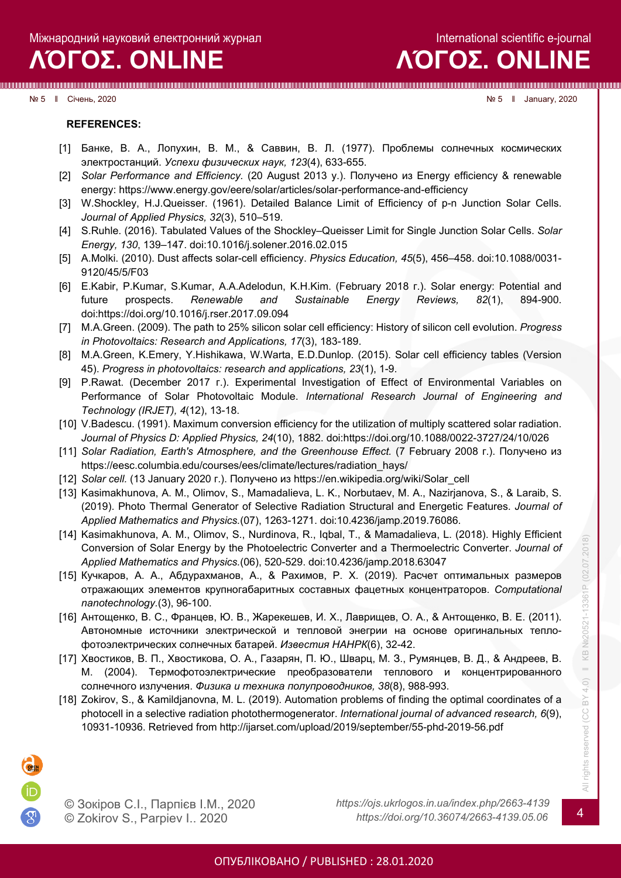**REFERENCES:**

[1] Банке, В. А., Лопухин, В. М., & Саввин, В. Л. (1977). Проблемы солнечных космических электростанций. *Успехи физических наук, 123*(4), 633-655.

[2] *Solar Performance and Efficiency*. (20 August 2013 у.). Получено из Energy efficiency & renewable energy: https://www.energy.gov/eere/solar/articles/solar-performance-and-efficiency

[3] W.Shockley, H.J.Queisser. (1961). Detailed Balance Limit of Efficiency of p-n Junction Solar Cells. *Journal of Applied Physics, 32*(3), 510–519.

[4] S.Ruhle. (2016). Tabulated Values of the Shockley–Queisser Limit for Single Junction Solar Cells. *Solar Energy, 130*, 139–147. doi:10.1016/j.solener.2016.02.015

[5] A.Molki. (2010). Dust affects solar-cell efficiency. *Physics Education, 45*(5), 456–458. doi:10.1088/0031-9120/45/5/F03

[6] E.Kabir, P.Kumar, S.Kumar, A.A.Adelodun, K.H.Kim. (February 2018 г.). Solar energy: Potential and future prospects. *Renewable and Sustainable Energy Reviews, 82*(1), 894-900. doi:https://doi.org/10.1016/j.rser.2017.09.094

[7] M.A.Green. (2009). The path to 25% silicon solar cell efficiency: History of silicon cell evolution. *Progress in Photovoltaics: Research and Applications, 17*(3), 183-189.

[8] M.A.Green, K.Emery, Y.Hishikawa, W.Warta, E.D.Dunlop. (2015). Solar cell efficiency tables (Version 45). *Progress in photovoltaics: research and applications, 23*(1), 1-9.

[9] P.Rawat. (December 2017 г.). Experimental Investigation of Effect of Environmental Variables on Performance of Solar Photovoltaic Module. *International Research Journal of Engineering and Technology (IRJET), 4*(12), 13-18.

[10] V.Badescu. (1991). Maximum conversion efficiency for the utilization of multiply scattered solar radiation. *Journal of Physics D: Applied Physics, 24*(10), 1882. doi:https://doi.org/10.1088/0022-3727/24/10/026

[11] *Solar Radiation, Earth's Atmosphere, and the Greenhouse Effect.* (7 February 2008 г.). Получено из https://eesc.columbia.edu/courses/ees/climate/lectures/radiation_hays/

[12] *Solar cell.* (13 January 2020 г.). Получено из https://en.wikipedia.org/wiki/Solar_cell

[13] Kasimakhunova, A. M., Olimov, S., Mamadalieva, L. K., Norbutaev, M. A., Nazirjanova, S., & Laraib, S. (2019). Photo Thermal Generator of Selective Radiation Structural and Energetic Features. *Journal of Applied Mathematics and Physics.*(07), 1263-1271. doi:10.4236/jamp.2019.76086.

[14] Kasimakhunova, A. M., Olimov, S., Nurdinova, R., Iqbal, T., & Mamadalieva, L. (2018). Highly Efficient Conversion of Solar Energy by the Photoelectric Converter and a Thermoelectric Converter. *Journal of Applied Mathematics and Physics.*(06), 520-529. doi:10.4236/jamp.2018.63047

[15] Кучкаров, А. А., Абдурахманов, А., & Рахимов, Р. Х. (2019). Расчет оптимальных размеров отражающих элементов крупногабаритных составных фацетных концентраторов. *Computational nanotechnology.*(3), 96-100.

[16] Антощенко, В. С., Францев, Ю. В., Жарекешев, И. Х., Лаврищев, О. А., & Антощенко, В. Е. (2011). Автономные источники электрической и тепловой энегрии на основе оригинальных тепло-фотоэлектрических солнечных батарей. *Известия НАНРК*(6), 32-42.

[17] Хвостиков, В. П., Хвостикова, О. А., Газарян, П. Ю., Шварц, М. З., Румянцев, В. Д., & Андреев, В. М. (2004). Термофотоэлектрические преобразователи теплового и концентрированного солнечного излучения. *Физика и техника полупроводников, 38*(8), 988-993.

[18] Zokirov, S., & Kamildjanovna, M. L. (2019). Automation problems of finding the optimal coordinates of a photocell in a selective radiation photothermogenerator. *International journal of advanced research, 6*(9), 10931-10936. Retrieved from http://ijarset.com/upload/2019/september/55-phd-2019-56.pdf

© Зокіров С.І., Парпієв І.М., 2020
© Zokirov S., Parpiev I.. 2020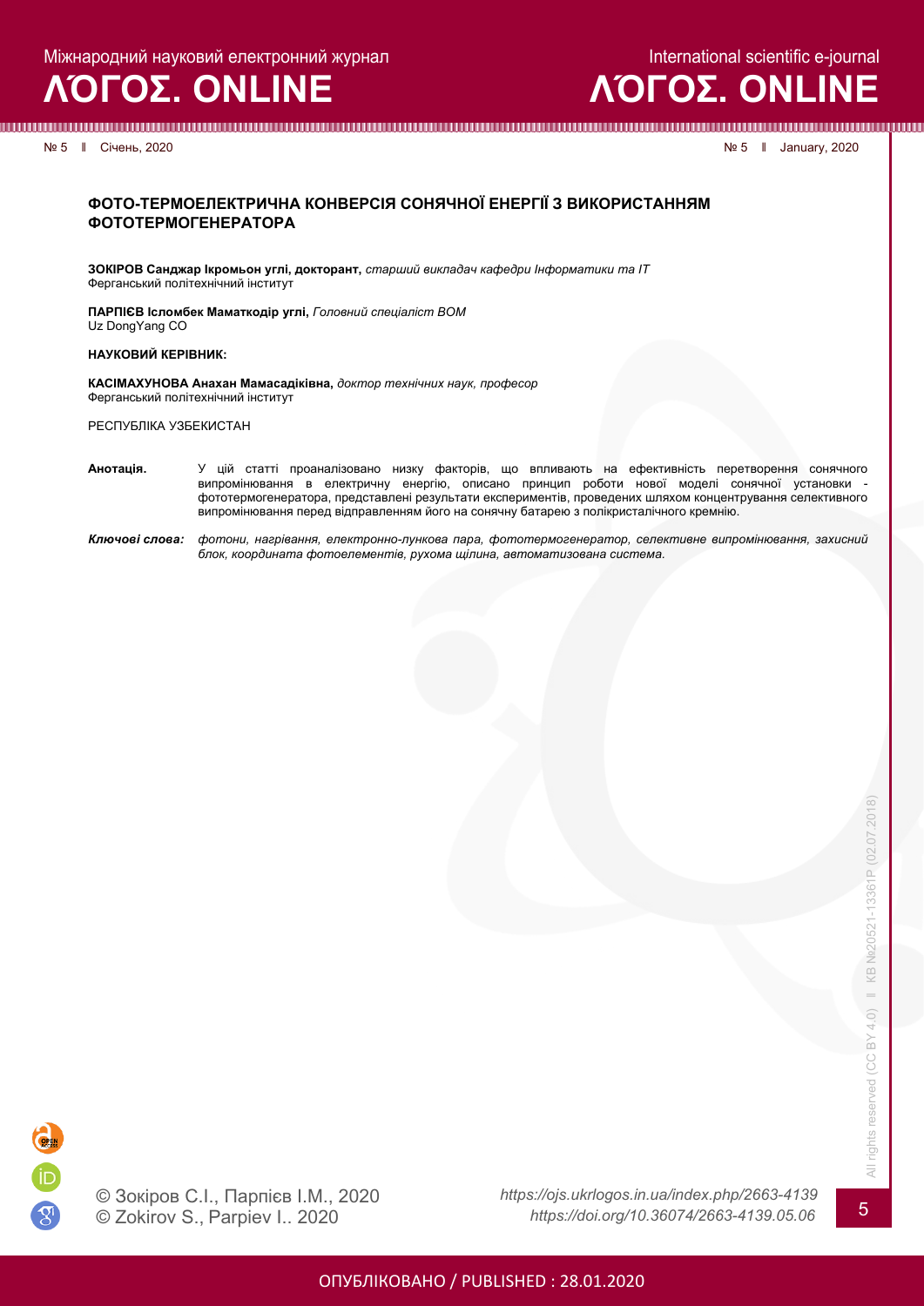# ФОТО-ТЕРМОЕЛЕКТРИЧНА КОНВЕРСІЯ СОНЯЧНОЇ ЕНЕРГІЇ З ВИКОРИСТАННЯМ ФОТОТЕРМОГЕНЕРАТОРА

**ЗОКІРОВ Санджар Ікромьон угли, докторант,** *старший викладач кафедри Інформатики та ІТ*
Ферганський політехнічний інститут

**ПАРПІЄВ Ісломбек Маматкодір угли,** *Головний спеціаліст ВОМ*
Uz DongYang CO

**НАУКОВИЙ КЕРІВНИК:**

**КАСІМАХУНОВА Анахан Мамасадіківна,** *доктор технічних наук, професор*
Ферганський політехнічний інститут

РЕСПУБЛІКА УЗБЕКИСТАН

**Анотація.** У цій статті проаналізовано низку факторів, що впливають на ефективність перетворення сонячного випромінювання в електричну енергію, описано принцип роботи нової моделі сонячної установки - фототермогенератора, представлені результати експериментів, проведених шляхом концентрування селективного випромінювання перед відправленням його на сонячну батарею з полікристалічного кремнію.

***Ключові слова:*** *фотони, нагрівання, електронно-лункова пара, фототермогенератор, селективне випромінювання, захисний блок, координата фотоелементів, рухома щілина, автоматизована система.*

© Зокіров С.І., Парпієв І.М., 2020
© Zokirov S., Parpiev I.. 2020

*https://ojs.ukrlogos.in.ua/index.php/2663-4139*
*https://doi.org/10.36074/2663-4139.05.06*

ОПУБЛІКОВАНО / PUBLISHED : 28.01.2020